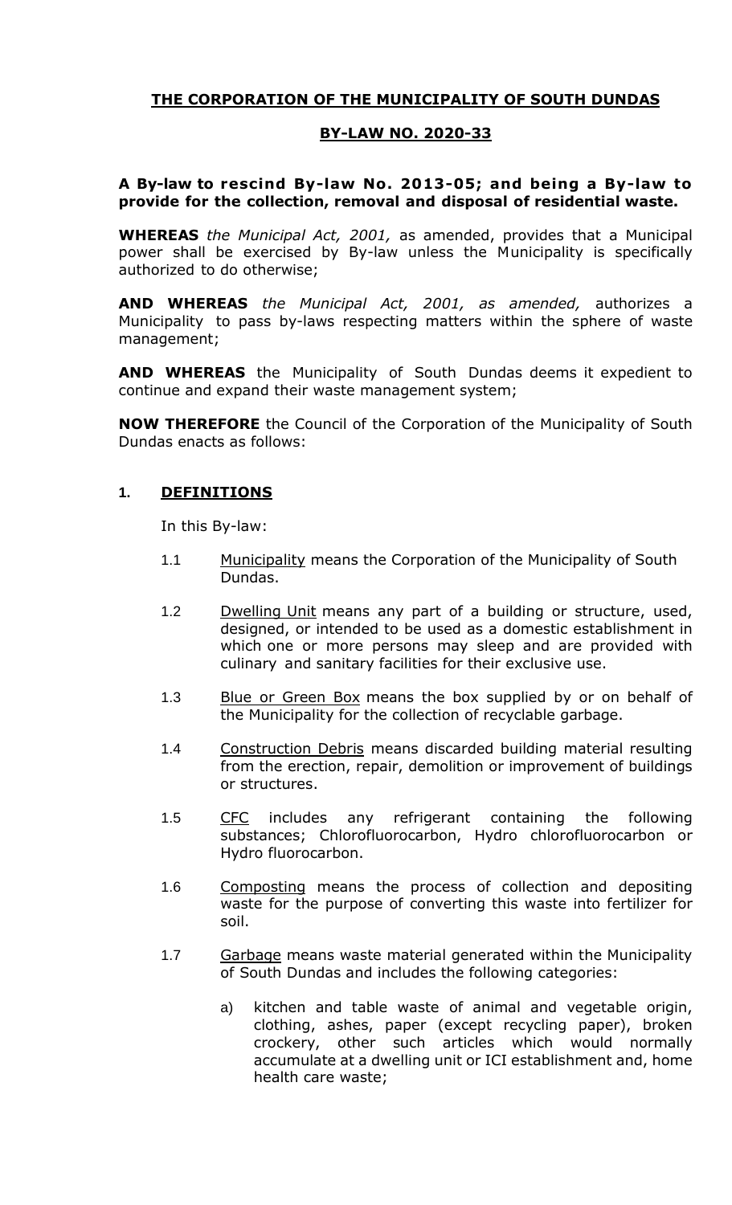# THE CORPORATION OF THE MUNICIPALITY OF SOUTH DUNDAS

## BY-LAW NO. 2020-33

**A By-law to rescind By-law No. 2013-05; and being a By-law to provide for the collection, removal and disposal of residential waste.**

**WHEREAS** *the Municipal Act, 2001,* as amended, provides that a Municipal power shall be exercised by By-law unless the Municipality is specifically authorized to do otherwise;

**AND WHEREAS** *the Municipal Act, 2001, as amended,* authorizes a Municipality to pass by-laws respecting matters within the sphere of waste management;

**AND WHEREAS** the Municipality of South Dundas deems it expedient to continue and expand their waste management system;

**NOW THEREFORE** the Council of the Corporation of the Municipality of South Dundas enacts as follows:

### 1. DEFINITIONS

In this By-law:

1.1 Municipality means the Corporation of the Municipality of South Dundas.

1.2 Dwelling Unit means any part of a building or structure, used, designed, or intended to be used as a domestic establishment in which one or more persons may sleep and are provided with culinary and sanitary facilities for their exclusive use.

1.3 Blue or Green Box means the box supplied by or on behalf of the Municipality for the collection of recyclable garbage.

1.4 Construction Debris means discarded building material resulting from the erection, repair, demolition or improvement of buildings or structures.

1.5 CFC includes any refrigerant containing the following substances; Chlorofluorocarbon, Hydro chlorofluorocarbon or Hydro fluorocarbon.

1.6 Composting means the process of collection and depositing waste for the purpose of converting this waste into fertilizer for soil.

1.7 Garbage means waste material generated within the Municipality of South Dundas and includes the following categories:

a) kitchen and table waste of animal and vegetable origin, clothing, ashes, paper (except recycling paper), broken crockery, other such articles which would normally accumulate at a dwelling unit or ICI establishment and, home health care waste;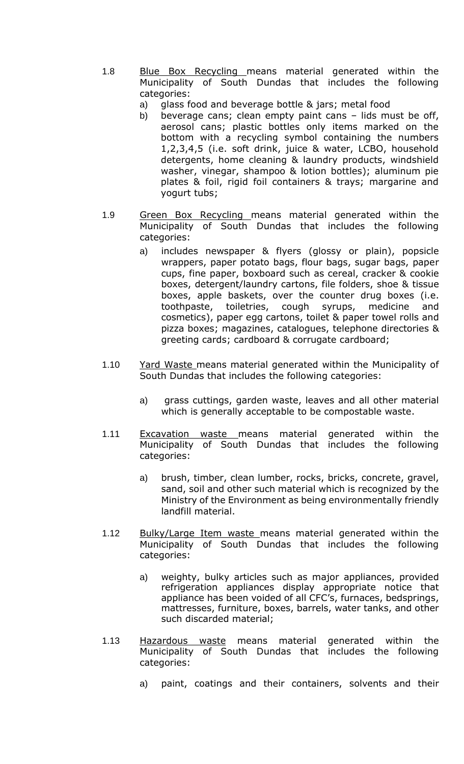1.8 Blue Box Recycling means material generated within the Municipality of South Dundas that includes the following categories:

   a) glass food and beverage bottle & jars; metal food
   b) beverage cans; clean empty paint cans – lids must be off, aerosol cans; plastic bottles only items marked on the bottom with a recycling symbol containing the numbers 1,2,3,4,5 (i.e. soft drink, juice & water, LCBO, household detergents, home cleaning & laundry products, windshield washer, vinegar, shampoo & lotion bottles); aluminum pie plates & foil, rigid foil containers & trays; margarine and yogurt tubs;

1.9 Green Box Recycling means material generated within the Municipality of South Dundas that includes the following categories:

   a) includes newspaper & flyers (glossy or plain), popsicle wrappers, paper potato bags, flour bags, sugar bags, paper cups, fine paper, boxboard such as cereal, cracker & cookie boxes, detergent/laundry cartons, file folders, shoe & tissue boxes, apple baskets, over the counter drug boxes (i.e. toothpaste, toiletries, cough syrups, medicine and cosmetics), paper egg cartons, toilet & paper towel rolls and pizza boxes; magazines, catalogues, telephone directories & greeting cards; cardboard & corrugate cardboard;

1.10 Yard Waste means material generated within the Municipality of South Dundas that includes the following categories:

   a) grass cuttings, garden waste, leaves and all other material which is generally acceptable to be compostable waste.

1.11 Excavation waste means material generated within the Municipality of South Dundas that includes the following categories:

   a) brush, timber, clean lumber, rocks, bricks, concrete, gravel, sand, soil and other such material which is recognized by the Ministry of the Environment as being environmentally friendly landfill material.

1.12 Bulky/Large Item waste means material generated within the Municipality of South Dundas that includes the following categories:

   a) weighty, bulky articles such as major appliances, provided refrigeration appliances display appropriate notice that appliance has been voided of all CFC's, furnaces, bedsprings, mattresses, furniture, boxes, barrels, water tanks, and other such discarded material;

1.13 Hazardous waste means material generated within the Municipality of South Dundas that includes the following categories:

   a) paint, coatings and their containers, solvents and their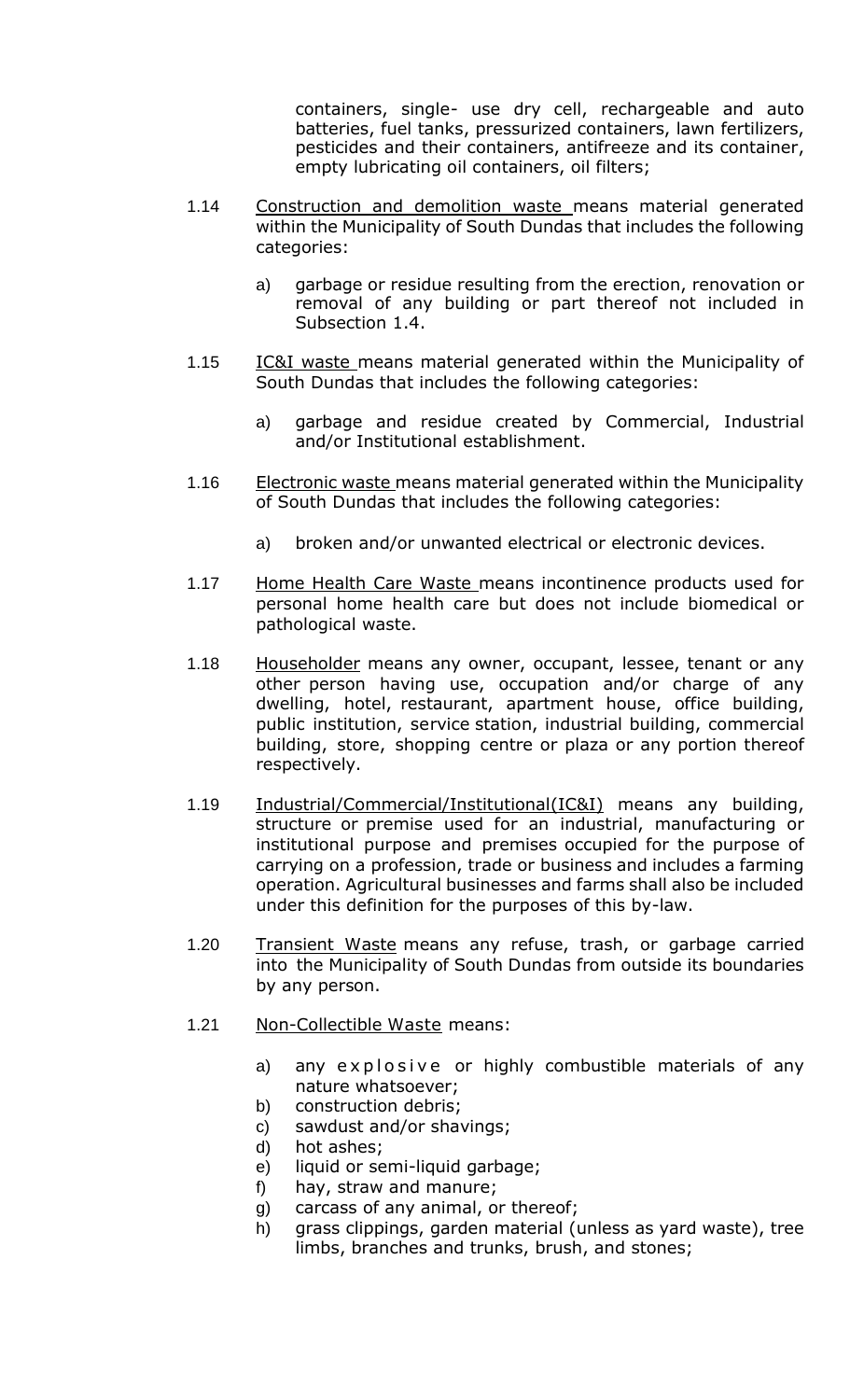containers, single- use dry cell, rechargeable and auto batteries, fuel tanks, pressurized containers, lawn fertilizers, pesticides and their containers, antifreeze and its container, empty lubricating oil containers, oil filters;

1.14 Construction and demolition waste means material generated within the Municipality of South Dundas that includes the following categories:

a) garbage or residue resulting from the erection, renovation or removal of any building or part thereof not included in Subsection 1.4.

1.15 IC&I waste means material generated within the Municipality of South Dundas that includes the following categories:

a) garbage and residue created by Commercial, Industrial and/or Institutional establishment.

1.16 Electronic waste means material generated within the Municipality of South Dundas that includes the following categories:

a) broken and/or unwanted electrical or electronic devices.

1.17 Home Health Care Waste means incontinence products used for personal home health care but does not include biomedical or pathological waste.

1.18 Householder means any owner, occupant, lessee, tenant or any other person having use, occupation and/or charge of any dwelling, hotel, restaurant, apartment house, office building, public institution, service station, industrial building, commercial building, store, shopping centre or plaza or any portion thereof respectively.

1.19 Industrial/Commercial/Institutional(IC&I) means any building, structure or premise used for an industrial, manufacturing or institutional purpose and premises occupied for the purpose of carrying on a profession, trade or business and includes a farming operation. Agricultural businesses and farms shall also be included under this definition for the purposes of this by-law.

1.20 Transient Waste means any refuse, trash, or garbage carried into the Municipality of South Dundas from outside its boundaries by any person.

1.21 Non-Collectible Waste means:

a) any explosive or highly combustible materials of any nature whatsoever;
b) construction debris;
c) sawdust and/or shavings;
d) hot ashes;
e) liquid or semi-liquid garbage;
f) hay, straw and manure;
g) carcass of any animal, or thereof;
h) grass clippings, garden material (unless as yard waste), tree limbs, branches and trunks, brush, and stones;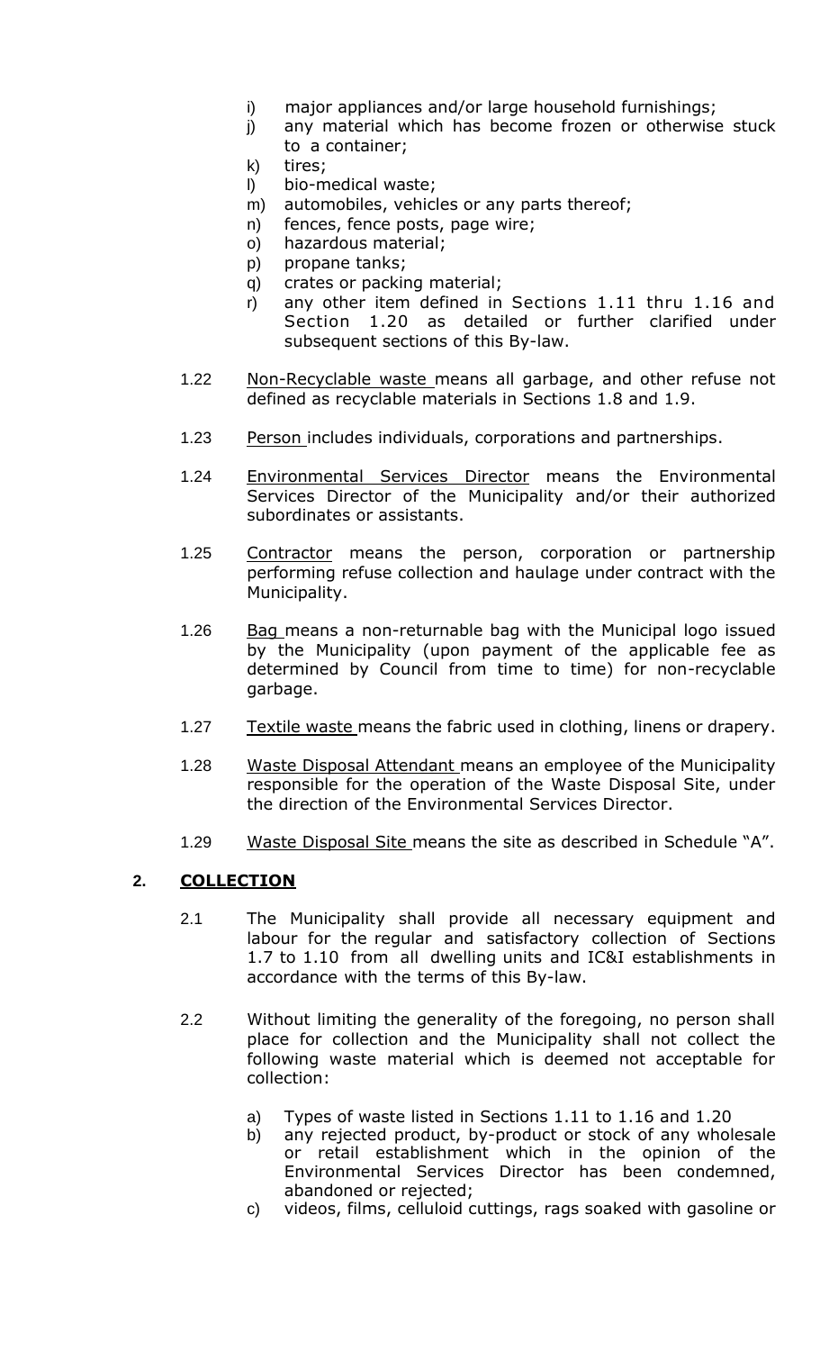i) major appliances and/or large household furnishings;
j) any material which has become frozen or otherwise stuck to a container;
k) tires;
l) bio-medical waste;
m) automobiles, vehicles or any parts thereof;
n) fences, fence posts, page wire;
o) hazardous material;
p) propane tanks;
q) crates or packing material;
r) any other item defined in Sections 1.11 thru 1.16 and Section 1.20 as detailed or further clarified under subsequent sections of this By-law.

1.22 Non-Recyclable waste means all garbage, and other refuse not defined as recyclable materials in Sections 1.8 and 1.9.

1.23 Person includes individuals, corporations and partnerships.

1.24 Environmental Services Director means the Environmental Services Director of the Municipality and/or their authorized subordinates or assistants.

1.25 Contractor means the person, corporation or partnership performing refuse collection and haulage under contract with the Municipality.

1.26 Bag means a non-returnable bag with the Municipal logo issued by the Municipality (upon payment of the applicable fee as determined by Council from time to time) for non-recyclable garbage.

1.27 Textile waste means the fabric used in clothing, linens or drapery.

1.28 Waste Disposal Attendant means an employee of the Municipality responsible for the operation of the Waste Disposal Site, under the direction of the Environmental Services Director.

1.29 Waste Disposal Site means the site as described in Schedule "A".

## 2. COLLECTION

2.1 The Municipality shall provide all necessary equipment and labour for the regular and satisfactory collection of Sections 1.7 to 1.10 from all dwelling units and IC&I establishments in accordance with the terms of this By-law.

2.2 Without limiting the generality of the foregoing, no person shall place for collection and the Municipality shall not collect the following waste material which is deemed not acceptable for collection:

a) Types of waste listed in Sections 1.11 to 1.16 and 1.20
b) any rejected product, by-product or stock of any wholesale or retail establishment which in the opinion of the Environmental Services Director has been condemned, abandoned or rejected;
c) videos, films, celluloid cuttings, rags soaked with gasoline or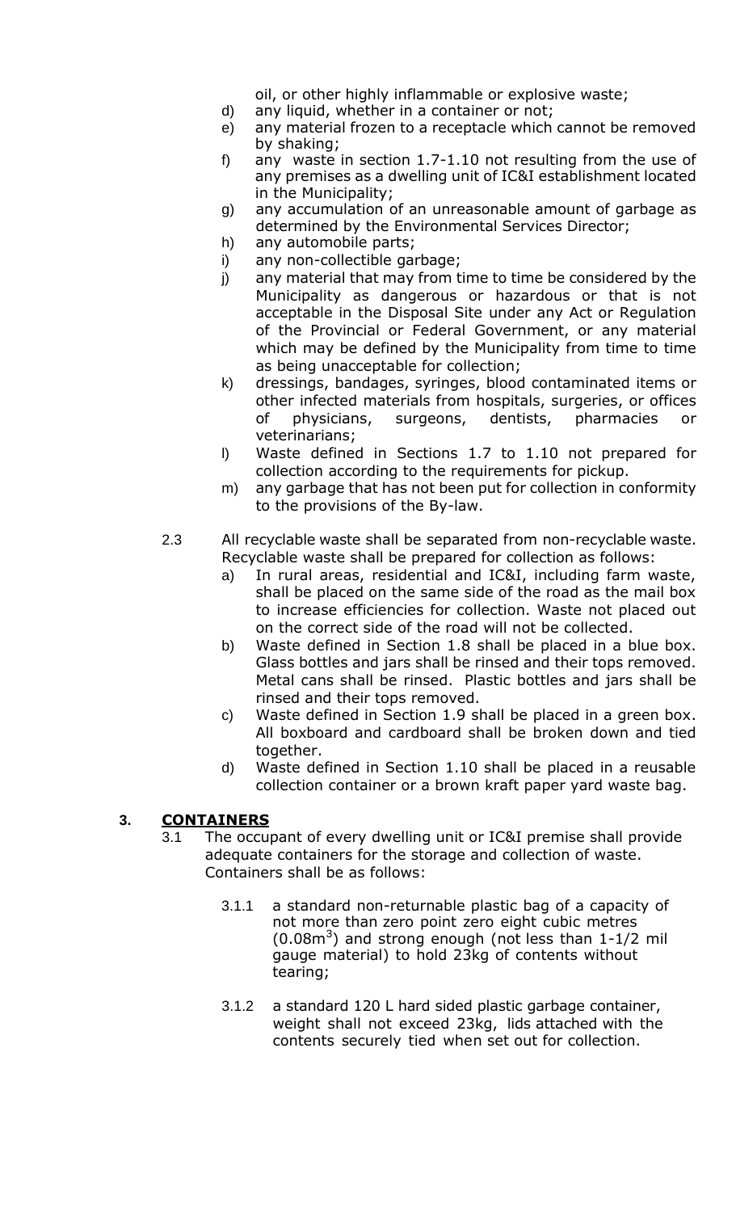oil, or other highly inflammable or explosive waste;

d) any liquid, whether in a container or not;

e) any material frozen to a receptacle which cannot be removed by shaking;

f) any waste in section 1.7-1.10 not resulting from the use of any premises as a dwelling unit of IC&I establishment located in the Municipality;

g) any accumulation of an unreasonable amount of garbage as determined by the Environmental Services Director;

h) any automobile parts;

i) any non-collectible garbage;

j) any material that may from time to time be considered by the Municipality as dangerous or hazardous or that is not acceptable in the Disposal Site under any Act or Regulation of the Provincial or Federal Government, or any material which may be defined by the Municipality from time to time as being unacceptable for collection;

k) dressings, bandages, syringes, blood contaminated items or other infected materials from hospitals, surgeries, or offices of physicians, surgeons, dentists, pharmacies or veterinarians;

l) Waste defined in Sections 1.7 to 1.10 not prepared for collection according to the requirements for pickup.

m) any garbage that has not been put for collection in conformity to the provisions of the By-law.

2.3 All recyclable waste shall be separated from non-recyclable waste. Recyclable waste shall be prepared for collection as follows:

a) In rural areas, residential and IC&I, including farm waste, shall be placed on the same side of the road as the mail box to increase efficiencies for collection. Waste not placed out on the correct side of the road will not be collected.

b) Waste defined in Section 1.8 shall be placed in a blue box. Glass bottles and jars shall be rinsed and their tops removed. Metal cans shall be rinsed. Plastic bottles and jars shall be rinsed and their tops removed.

c) Waste defined in Section 1.9 shall be placed in a green box. All boxboard and cardboard shall be broken down and tied together.

d) Waste defined in Section 1.10 shall be placed in a reusable collection container or a brown kraft paper yard waste bag.

## 3. CONTAINERS

3.1 The occupant of every dwelling unit or IC&I premise shall provide adequate containers for the storage and collection of waste. Containers shall be as follows:

3.1.1 a standard non-returnable plastic bag of a capacity of not more than zero point zero eight cubic metres ($0.08m^3$) and strong enough (not less than 1-1/2 mil gauge material) to hold 23kg of contents without tearing;

3.1.2 a standard 120 L hard sided plastic garbage container, weight shall not exceed 23kg, lids attached with the contents securely tied when set out for collection.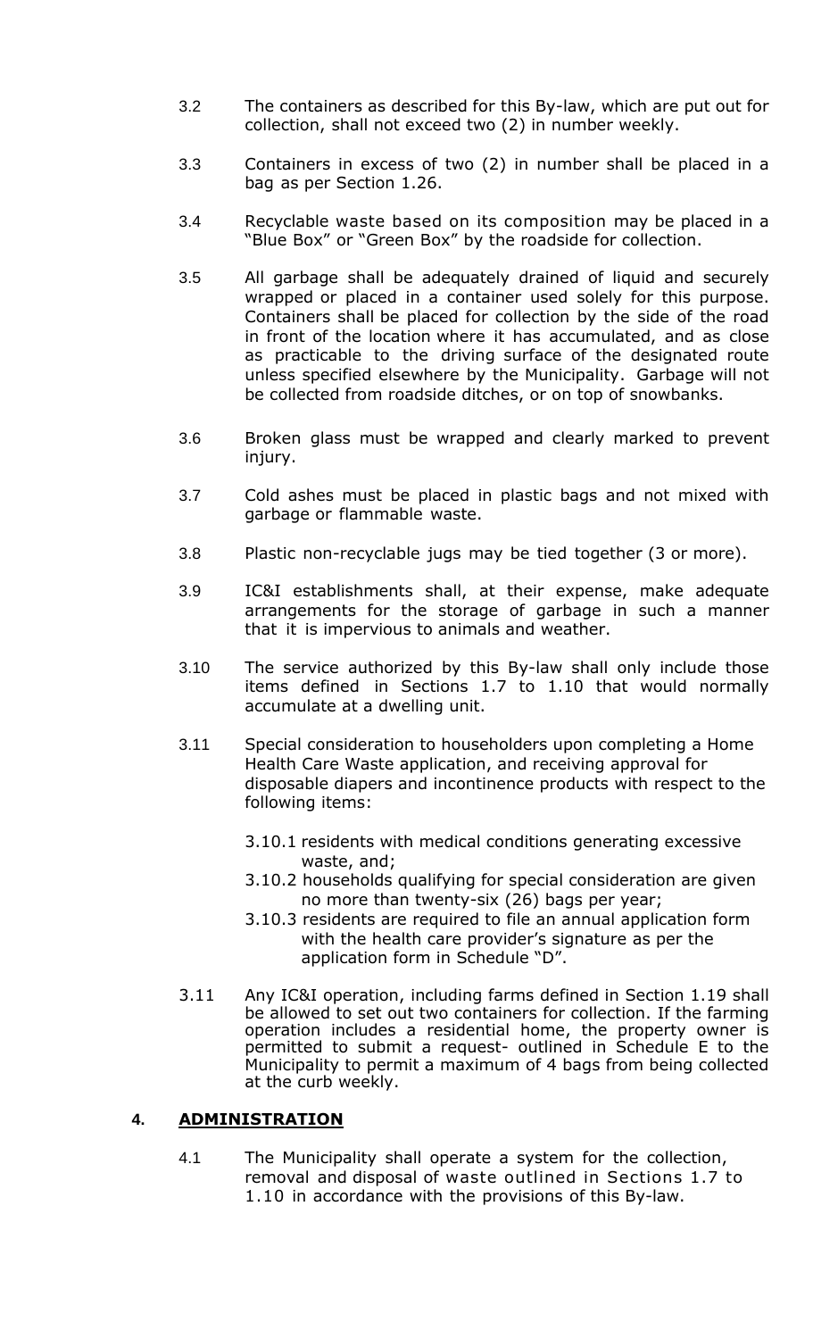3.2 The containers as described for this By-law, which are put out for collection, shall not exceed two (2) in number weekly.

3.3 Containers in excess of two (2) in number shall be placed in a bag as per Section 1.26.

3.4 Recyclable waste based on its composition may be placed in a "Blue Box" or "Green Box" by the roadside for collection.

3.5 All garbage shall be adequately drained of liquid and securely wrapped or placed in a container used solely for this purpose. Containers shall be placed for collection by the side of the road in front of the location where it has accumulated, and as close as practicable to the driving surface of the designated route unless specified elsewhere by the Municipality. Garbage will not be collected from roadside ditches, or on top of snowbanks.

3.6 Broken glass must be wrapped and clearly marked to prevent injury.

3.7 Cold ashes must be placed in plastic bags and not mixed with garbage or flammable waste.

3.8 Plastic non-recyclable jugs may be tied together (3 or more).

3.9 IC&I establishments shall, at their expense, make adequate arrangements for the storage of garbage in such a manner that it is impervious to animals and weather.

3.10 The service authorized by this By-law shall only include those items defined in Sections 1.7 to 1.10 that would normally accumulate at a dwelling unit.

3.11 Special consideration to householders upon completing a Home Health Care Waste application, and receiving approval for disposable diapers and incontinence products with respect to the following items:

- 3.10.1 residents with medical conditions generating excessive waste, and;
- 3.10.2 households qualifying for special consideration are given no more than twenty-six (26) bags per year;
- 3.10.3 residents are required to file an annual application form with the health care provider's signature as per the application form in Schedule "D".

3.11 Any IC&I operation, including farms defined in Section 1.19 shall be allowed to set out two containers for collection. If the farming operation includes a residential home, the property owner is permitted to submit a request- outlined in Schedule E to the Municipality to permit a maximum of 4 bags from being collected at the curb weekly.

## 4. ADMINISTRATION

4.1 The Municipality shall operate a system for the collection, removal and disposal of waste outlined in Sections 1.7 to 1.10 in accordance with the provisions of this By-law.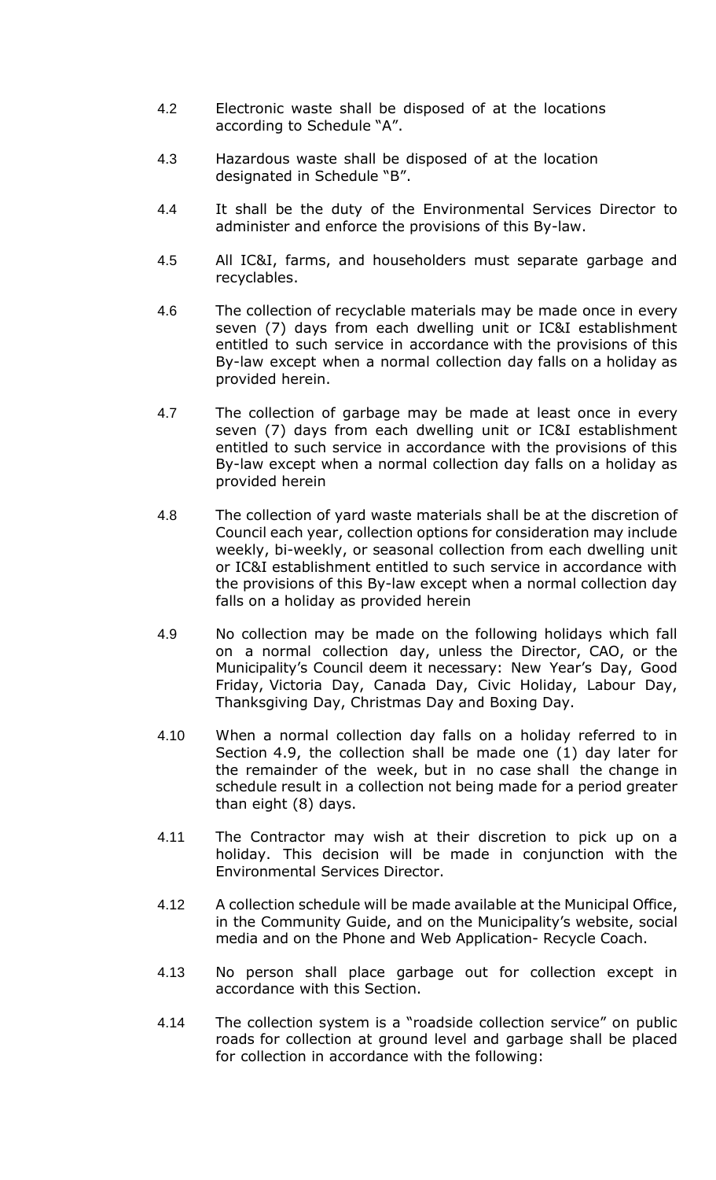4.2 Electronic waste shall be disposed of at the locations according to Schedule "A".

4.3 Hazardous waste shall be disposed of at the location designated in Schedule "B".

4.4 It shall be the duty of the Environmental Services Director to administer and enforce the provisions of this By-law.

4.5 All IC&I, farms, and householders must separate garbage and recyclables.

4.6 The collection of recyclable materials may be made once in every seven (7) days from each dwelling unit or IC&I establishment entitled to such service in accordance with the provisions of this By-law except when a normal collection day falls on a holiday as provided herein.

4.7 The collection of garbage may be made at least once in every seven (7) days from each dwelling unit or IC&I establishment entitled to such service in accordance with the provisions of this By-law except when a normal collection day falls on a holiday as provided herein

4.8 The collection of yard waste materials shall be at the discretion of Council each year, collection options for consideration may include weekly, bi-weekly, or seasonal collection from each dwelling unit or IC&I establishment entitled to such service in accordance with the provisions of this By-law except when a normal collection day falls on a holiday as provided herein

4.9 No collection may be made on the following holidays which fall on a normal collection day, unless the Director, CAO, or the Municipality's Council deem it necessary: New Year's Day, Good Friday, Victoria Day, Canada Day, Civic Holiday, Labour Day, Thanksgiving Day, Christmas Day and Boxing Day.

4.10 When a normal collection day falls on a holiday referred to in Section 4.9, the collection shall be made one (1) day later for the remainder of the week, but in no case shall the change in schedule result in a collection not being made for a period greater than eight (8) days.

4.11 The Contractor may wish at their discretion to pick up on a holiday. This decision will be made in conjunction with the Environmental Services Director.

4.12 A collection schedule will be made available at the Municipal Office, in the Community Guide, and on the Municipality's website, social media and on the Phone and Web Application- Recycle Coach.

4.13 No person shall place garbage out for collection except in accordance with this Section.

4.14 The collection system is a "roadside collection service" on public roads for collection at ground level and garbage shall be placed for collection in accordance with the following: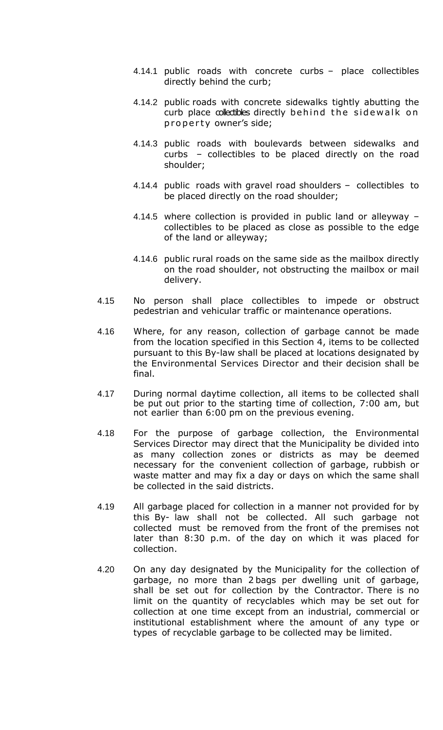4.14.1 public roads with concrete curbs – place collectibles directly behind the curb;

4.14.2 public roads with concrete sidewalks tightly abutting the curb place collectibles directly behind the sidewalk on property owner's side;

4.14.3 public roads with boulevards between sidewalks and curbs – collectibles to be placed directly on the road shoulder;

4.14.4 public roads with gravel road shoulders – collectibles to be placed directly on the road shoulder;

4.14.5 where collection is provided in public land or alleyway – collectibles to be placed as close as possible to the edge of the land or alleyway;

4.14.6 public rural roads on the same side as the mailbox directly on the road shoulder, not obstructing the mailbox or mail delivery.

4.15 No person shall place collectibles to impede or obstruct pedestrian and vehicular traffic or maintenance operations.

4.16 Where, for any reason, collection of garbage cannot be made from the location specified in this Section 4, items to be collected pursuant to this By-law shall be placed at locations designated by the Environmental Services Director and their decision shall be final.

4.17 During normal daytime collection, all items to be collected shall be put out prior to the starting time of collection, 7:00 am, but not earlier than 6:00 pm on the previous evening.

4.18 For the purpose of garbage collection, the Environmental Services Director may direct that the Municipality be divided into as many collection zones or districts as may be deemed necessary for the convenient collection of garbage, rubbish or waste matter and may fix a day or days on which the same shall be collected in the said districts.

4.19 All garbage placed for collection in a manner not provided for by this By- law shall not be collected. All such garbage not collected must be removed from the front of the premises not later than 8:30 p.m. of the day on which it was placed for collection.

4.20 On any day designated by the Municipality for the collection of garbage, no more than 2 bags per dwelling unit of garbage, shall be set out for collection by the Contractor. There is no limit on the quantity of recyclables which may be set out for collection at one time except from an industrial, commercial or institutional establishment where the amount of any type or types of recyclable garbage to be collected may be limited.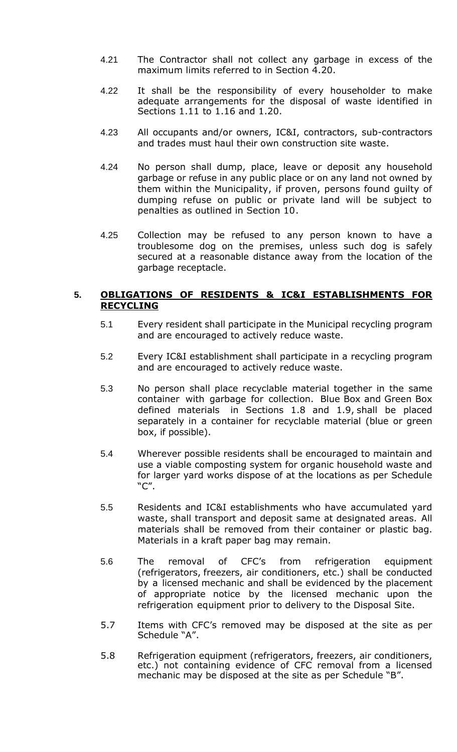4.21 The Contractor shall not collect any garbage in excess of the maximum limits referred to in Section 4.20.

4.22 It shall be the responsibility of every householder to make adequate arrangements for the disposal of waste identified in Sections 1.11 to 1.16 and 1.20.

4.23 All occupants and/or owners, IC&I, contractors, sub-contractors and trades must haul their own construction site waste.

4.24 No person shall dump, place, leave or deposit any household garbage or refuse in any public place or on any land not owned by them within the Municipality, if proven, persons found guilty of dumping refuse on public or private land will be subject to penalties as outlined in Section 10.

4.25 Collection may be refused to any person known to have a troublesome dog on the premises, unless such dog is safely secured at a reasonable distance away from the location of the garbage receptacle.

## 5. <u>OBLIGATIONS OF RESIDENTS & IC&I ESTABLISHMENTS FOR RECYCLING</u>

5.1 Every resident shall participate in the Municipal recycling program and are encouraged to actively reduce waste.

5.2 Every IC&I establishment shall participate in a recycling program and are encouraged to actively reduce waste.

5.3 No person shall place recyclable material together in the same container with garbage for collection. Blue Box and Green Box defined materials in Sections 1.8 and 1.9, shall be placed separately in a container for recyclable material (blue or green box, if possible).

5.4 Wherever possible residents shall be encouraged to maintain and use a viable composting system for organic household waste and for larger yard works dispose of at the locations as per Schedule "C".

5.5 Residents and IC&I establishments who have accumulated yard waste, shall transport and deposit same at designated areas. All materials shall be removed from their container or plastic bag. Materials in a kraft paper bag may remain.

5.6 The removal of CFC's from refrigeration equipment (refrigerators, freezers, air conditioners, etc.) shall be conducted by a licensed mechanic and shall be evidenced by the placement of appropriate notice by the licensed mechanic upon the refrigeration equipment prior to delivery to the Disposal Site.

5.7 Items with CFC's removed may be disposed at the site as per Schedule "A".

5.8 Refrigeration equipment (refrigerators, freezers, air conditioners, etc.) not containing evidence of CFC removal from a licensed mechanic may be disposed at the site as per Schedule "B".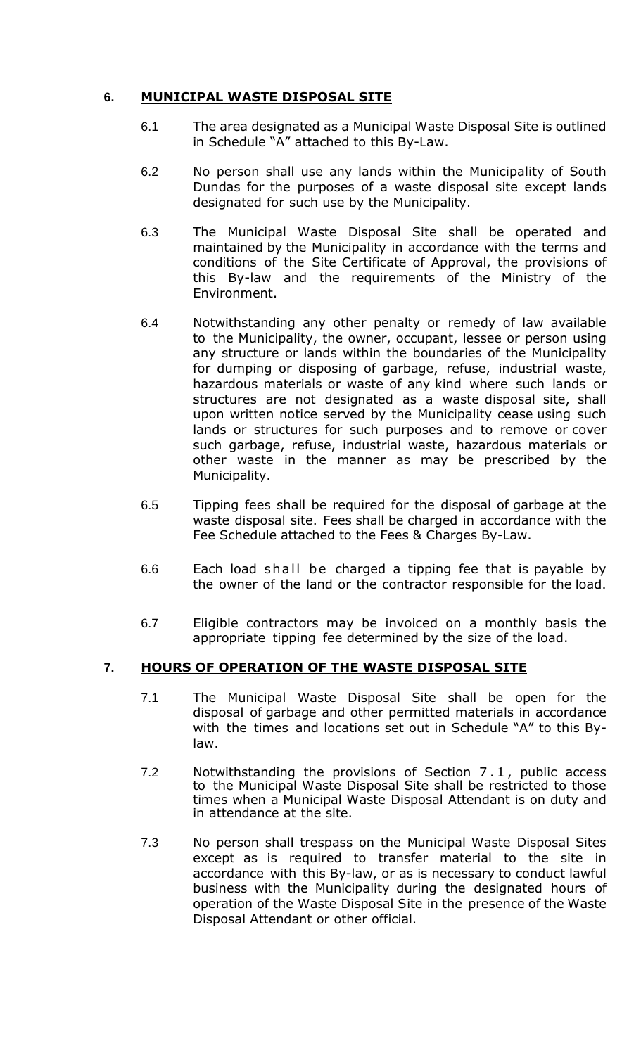## 6. MUNICIPAL WASTE DISPOSAL SITE

6.1 The area designated as a Municipal Waste Disposal Site is outlined in Schedule "A" attached to this By-Law.

6.2 No person shall use any lands within the Municipality of South Dundas for the purposes of a waste disposal site except lands designated for such use by the Municipality.

6.3 The Municipal Waste Disposal Site shall be operated and maintained by the Municipality in accordance with the terms and conditions of the Site Certificate of Approval, the provisions of this By-law and the requirements of the Ministry of the Environment.

6.4 Notwithstanding any other penalty or remedy of law available to the Municipality, the owner, occupant, lessee or person using any structure or lands within the boundaries of the Municipality for dumping or disposing of garbage, refuse, industrial waste, hazardous materials or waste of any kind where such lands or structures are not designated as a waste disposal site, shall upon written notice served by the Municipality cease using such lands or structures for such purposes and to remove or cover such garbage, refuse, industrial waste, hazardous materials or other waste in the manner as may be prescribed by the Municipality.

6.5 Tipping fees shall be required for the disposal of garbage at the waste disposal site. Fees shall be charged in accordance with the Fee Schedule attached to the Fees & Charges By-Law.

6.6 Each load shall be charged a tipping fee that is payable by the owner of the land or the contractor responsible for the load.

6.7 Eligible contractors may be invoiced on a monthly basis the appropriate tipping fee determined by the size of the load.

## 7. HOURS OF OPERATION OF THE WASTE DISPOSAL SITE

7.1 The Municipal Waste Disposal Site shall be open for the disposal of garbage and other permitted materials in accordance with the times and locations set out in Schedule "A" to this By-law.

7.2 Notwithstanding the provisions of Section 7.1, public access to the Municipal Waste Disposal Site shall be restricted to those times when a Municipal Waste Disposal Attendant is on duty and in attendance at the site.

7.3 No person shall trespass on the Municipal Waste Disposal Sites except as is required to transfer material to the site in accordance with this By-law, or as is necessary to conduct lawful business with the Municipality during the designated hours of operation of the Waste Disposal Site in the presence of the Waste Disposal Attendant or other official.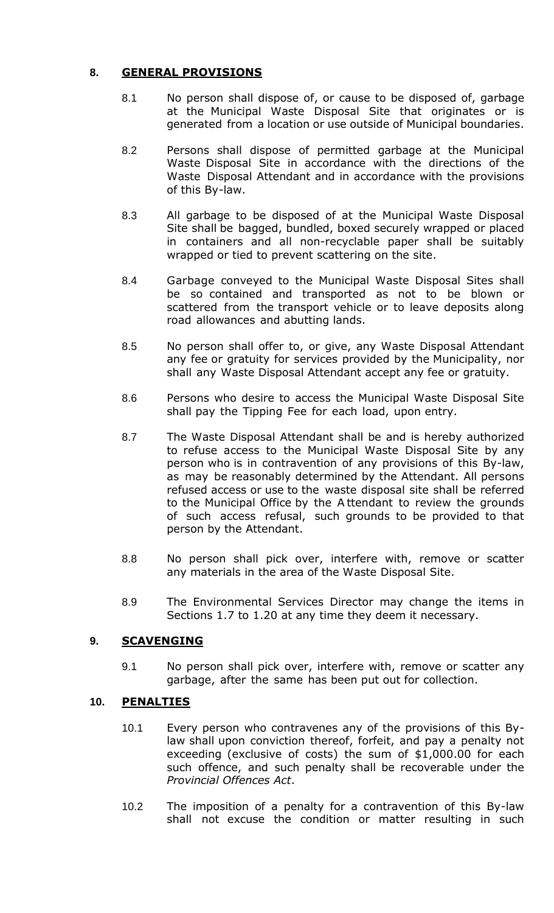## 8. GENERAL PROVISIONS

8.1 No person shall dispose of, or cause to be disposed of, garbage at the Municipal Waste Disposal Site that originates or is generated from a location or use outside of Municipal boundaries.

8.2 Persons shall dispose of permitted garbage at the Municipal Waste Disposal Site in accordance with the directions of the Waste Disposal Attendant and in accordance with the provisions of this By-law.

8.3 All garbage to be disposed of at the Municipal Waste Disposal Site shall be bagged, bundled, boxed securely wrapped or placed in containers and all non-recyclable paper shall be suitably wrapped or tied to prevent scattering on the site.

8.4 Garbage conveyed to the Municipal Waste Disposal Sites shall be so contained and transported as not to be blown or scattered from the transport vehicle or to leave deposits along road allowances and abutting lands.

8.5 No person shall offer to, or give, any Waste Disposal Attendant any fee or gratuity for services provided by the Municipality, nor shall any Waste Disposal Attendant accept any fee or gratuity.

8.6 Persons who desire to access the Municipal Waste Disposal Site shall pay the Tipping Fee for each load, upon entry.

8.7 The Waste Disposal Attendant shall be and is hereby authorized to refuse access to the Municipal Waste Disposal Site by any person who is in contravention of any provisions of this By-law, as may be reasonably determined by the Attendant. All persons refused access or use to the waste disposal site shall be referred to the Municipal Office by the Attendant to review the grounds of such access refusal, such grounds to be provided to that person by the Attendant.

8.8 No person shall pick over, interfere with, remove or scatter any materials in the area of the Waste Disposal Site.

8.9 The Environmental Services Director may change the items in Sections 1.7 to 1.20 at any time they deem it necessary.

## 9. SCAVENGING

9.1 No person shall pick over, interfere with, remove or scatter any garbage, after the same has been put out for collection.

## 10. PENALTIES

10.1 Every person who contravenes any of the provisions of this By-law shall upon conviction thereof, forfeit, and pay a penalty not exceeding (exclusive of costs) the sum of $1,000.00 for each such offence, and such penalty shall be recoverable under the *Provincial Offences Act*.

10.2 The imposition of a penalty for a contravention of this By-law shall not excuse the condition or matter resulting in such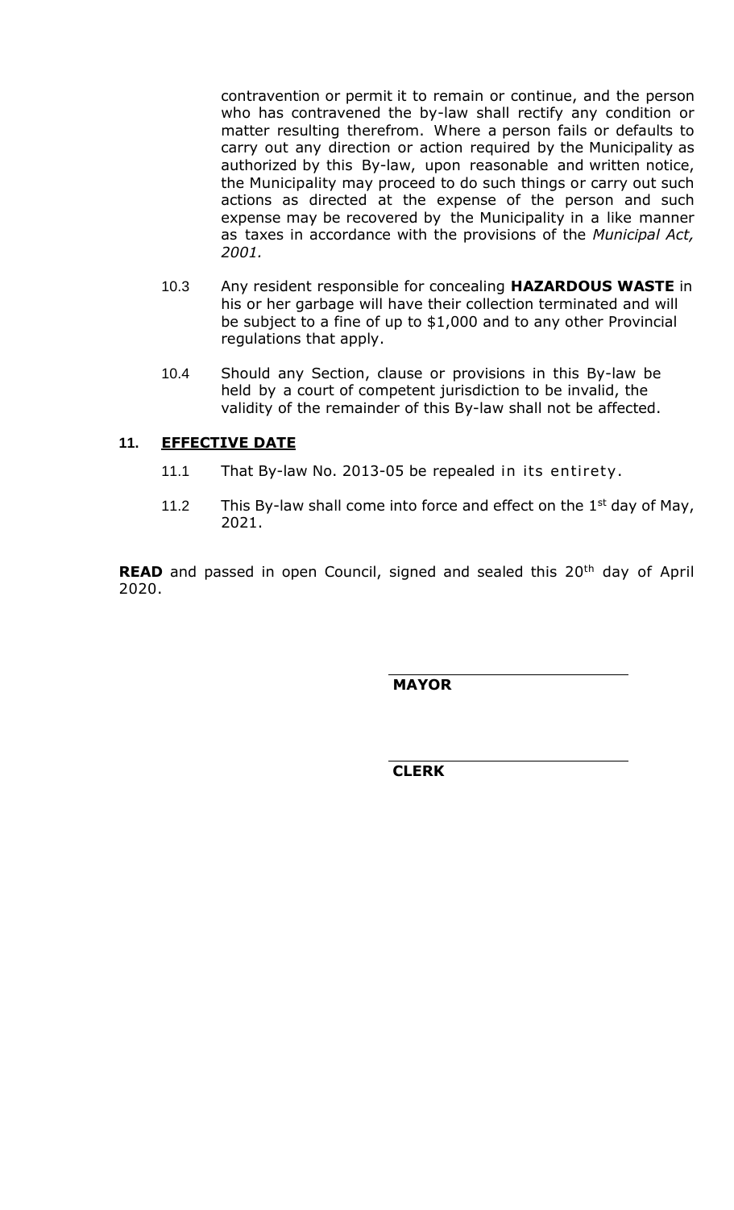contravention or permit it to remain or continue, and the person who has contravened the by-law shall rectify any condition or matter resulting therefrom. Where a person fails or defaults to carry out any direction or action required by the Municipality as authorized by this By-law, upon reasonable and written notice, the Municipality may proceed to do such things or carry out such actions as directed at the expense of the person and such expense may be recovered by the Municipality in a like manner as taxes in accordance with the provisions of the *Municipal Act, 2001.*

10.3 Any resident responsible for concealing **HAZARDOUS WASTE** in his or her garbage will have their collection terminated and will be subject to a fine of up to $1,000 and to any other Provincial regulations that apply.

10.4 Should any Section, clause or provisions in this By-law be held by a court of competent jurisdiction to be invalid, the validity of the remainder of this By-law shall not be affected.

## 11. EFFECTIVE DATE

11.1 That By-law No. 2013-05 be repealed in its entirety.

11.2 This By-law shall come into force and effect on the 1st day of May, 2021.

**READ** and passed in open Council, signed and sealed this 20th day of April 2020.

______________________________
**MAYOR**

______________________________
**CLERK**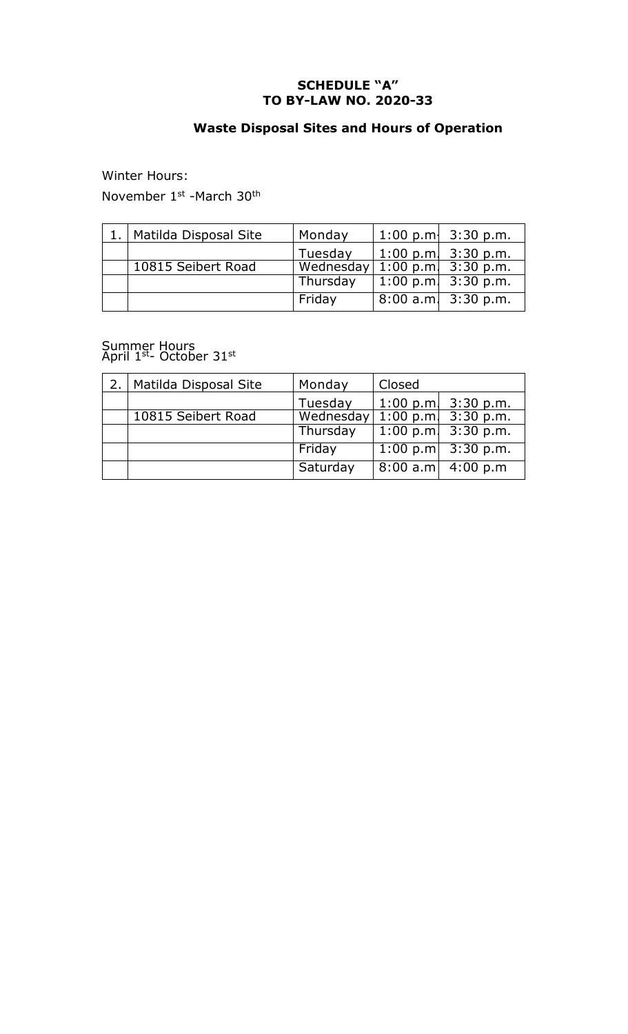**SCHEDULE "A"**
**TO BY-LAW NO. 2020-33**

## Waste Disposal Sites and Hours of Operation

Winter Hours:

November 1st -March 30th

| 1. | Matilda Disposal Site | Monday | 1:00 p.m- | 3:30 p.m. |
|---|---|---|---|---|
| | | Tuesday | 1:00 p.m. | 3:30 p.m. |
| | 10815 Seibert Road | Wednesday | 1:00 p.m. | 3:30 p.m. |
| | | Thursday | 1:00 p.m. | 3:30 p.m. |
| | | Friday | 8:00 a.m. | 3:30 p.m. |

Summer Hours
April 1st- October 31st

| 2. | Matilda Disposal Site | Monday | Closed | |
|---|---|---|---|---|
| | | Tuesday | 1:00 p.m. | 3:30 p.m. |
| | 10815 Seibert Road | Wednesday | 1:00 p.m. | 3:30 p.m. |
| | | Thursday | 1:00 p.m. | 3:30 p.m. |
| | | Friday | 1:00 p.m | 3:30 p.m. |
| | | Saturday | 8:00 a.m | 4:00 p.m |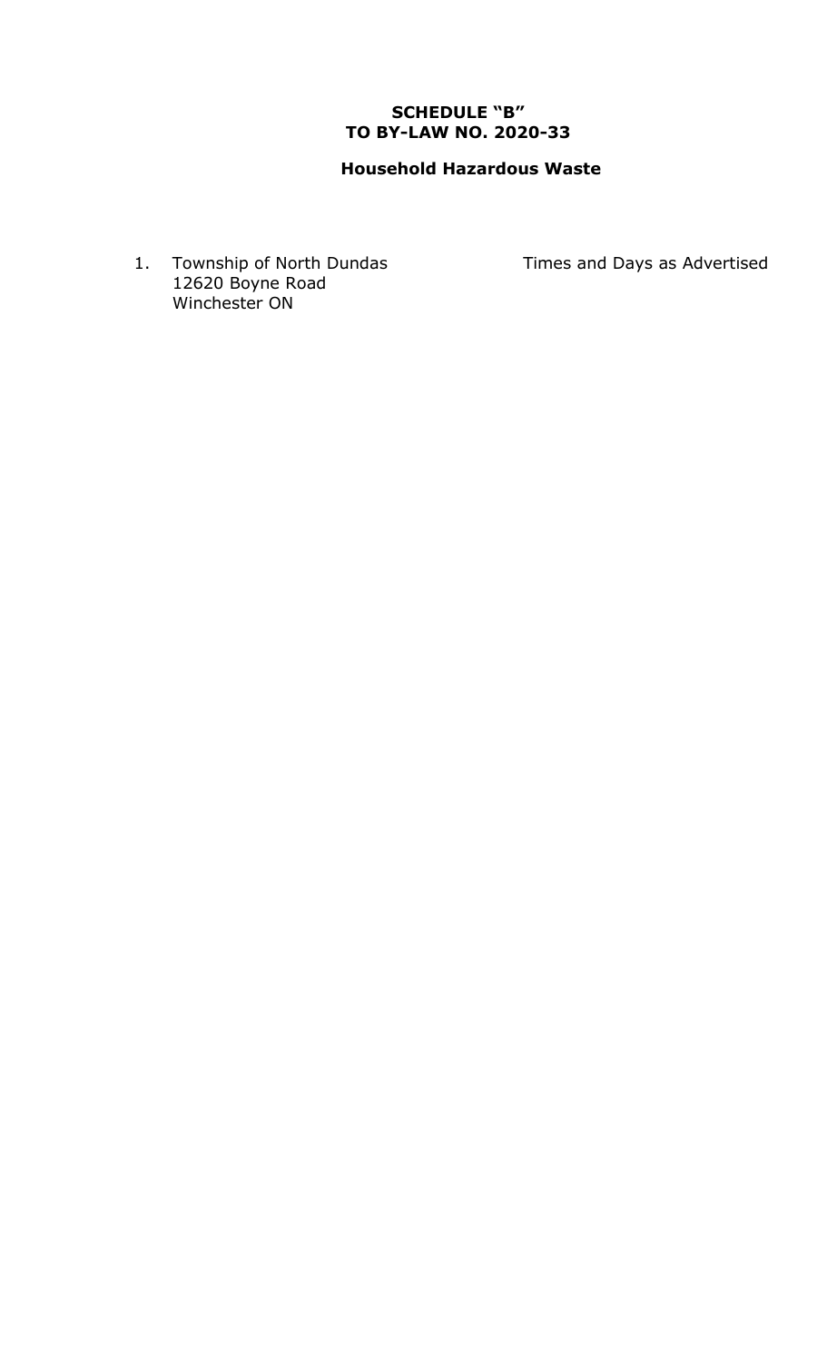**SCHEDULE "B"**
**TO BY-LAW NO. 2020-33**

**Household Hazardous Waste**

1. Township of North Dundas
   12620 Boyne Road
   Winchester ON

   Times and Days as Advertised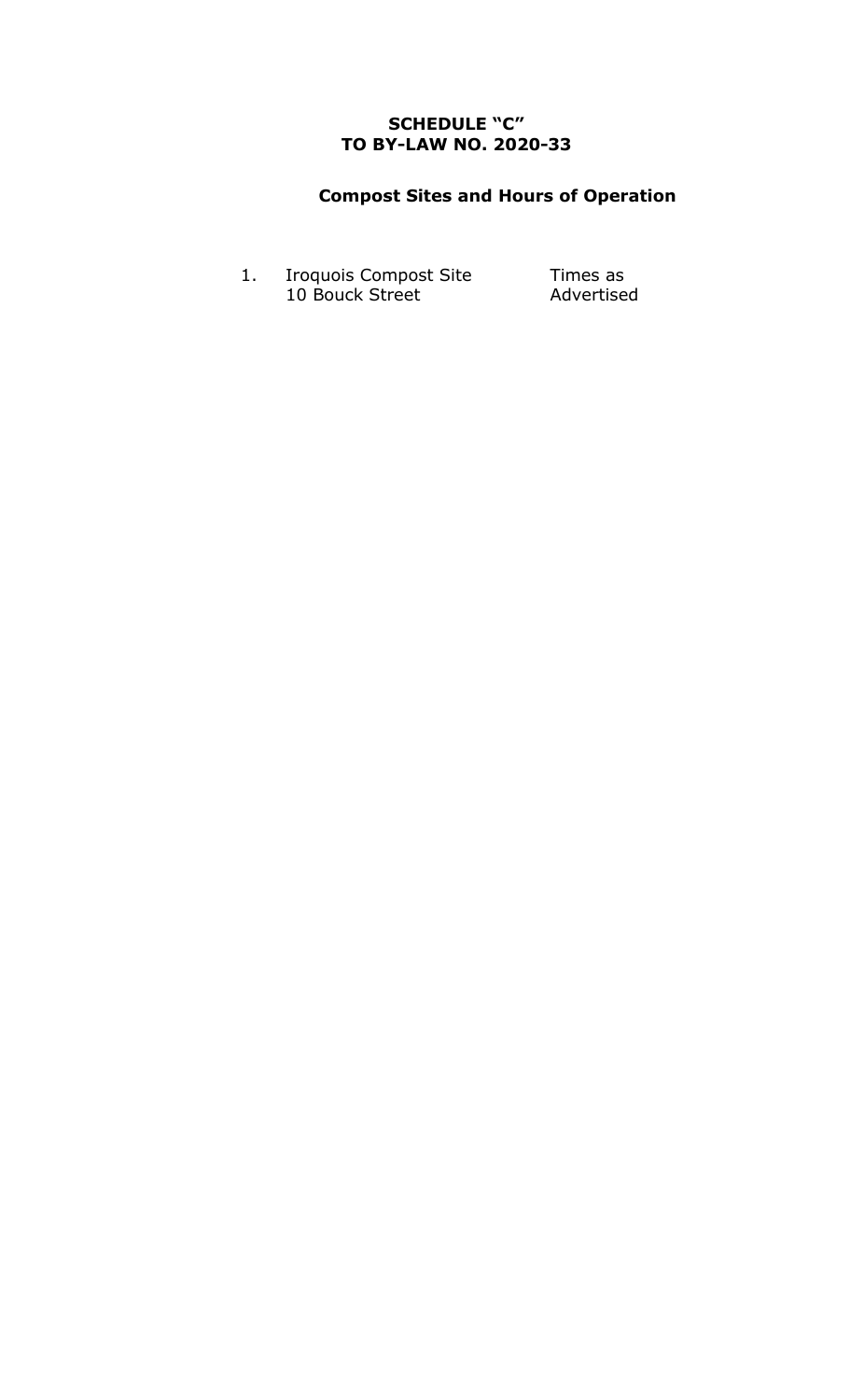**SCHEDULE "C"**
**TO BY-LAW NO. 2020-33**

**Compost Sites and Hours of Operation**

| | | |
|---|---|---|
| 1. | Iroquois Compost Site<br>10 Bouck Street | Times as<br>Advertised |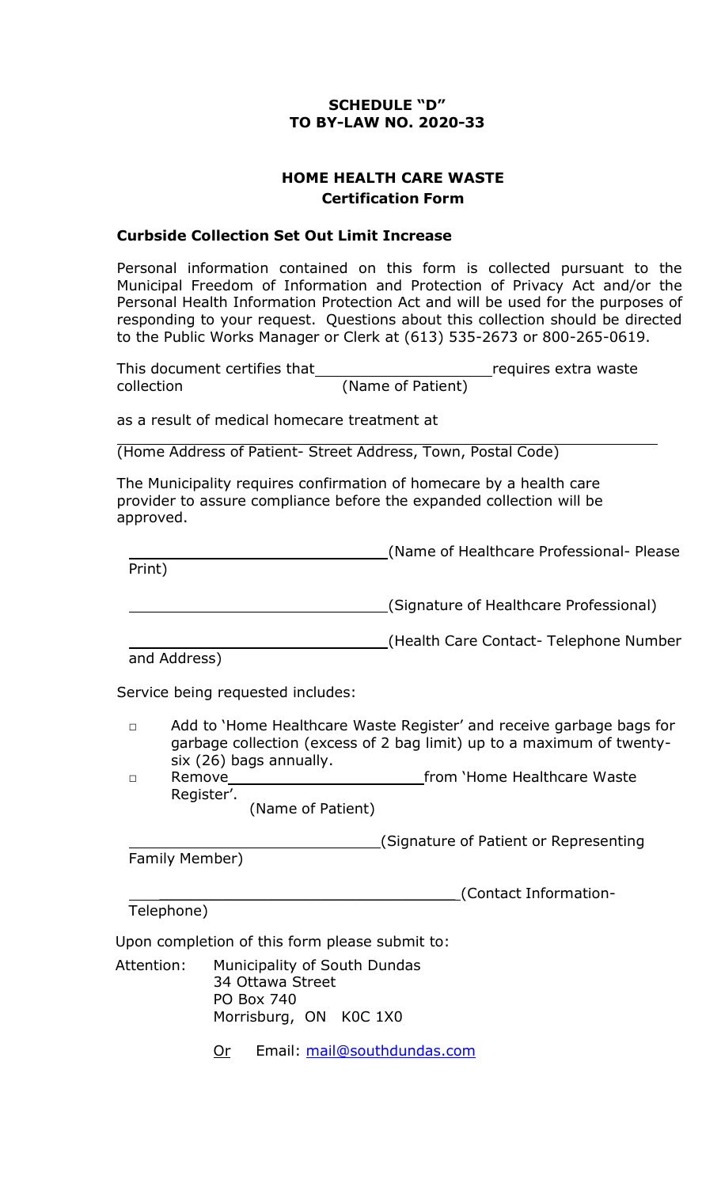**SCHEDULE "D"**
**TO BY-LAW NO. 2020-33**

## HOME HEALTH CARE WASTE
### Certification Form

**Curbside Collection Set Out Limit Increase**

Personal information contained on this form is collected pursuant to the Municipal Freedom of Information and Protection of Privacy Act and/or the Personal Health Information Protection Act and will be used for the purposes of responding to your request. Questions about this collection should be directed to the Public Works Manager or Clerk at (613) 535-2673 or 800-265-0619.

This document certifies that ____________________ requires extra waste collection
(Name of Patient)

as a result of medical homecare treatment at

______________________________________________________________
(Home Address of Patient- Street Address, Town, Postal Code)

The Municipality requires confirmation of homecare by a health care provider to assure compliance before the expanded collection will be approved.

______________________________ (Name of Healthcare Professional- Please Print)

______________________________ (Signature of Healthcare Professional)

______________________________ (Health Care Contact- Telephone Number and Address)

Service being requested includes:

- ☐ Add to 'Home Healthcare Waste Register' and receive garbage bags for garbage collection (excess of 2 bag limit) up to a maximum of twenty-six (26) bags annually.
- ☐ Remove ______________________ from 'Home Healthcare Waste Register'.
  (Name of Patient)

______________________________ (Signature of Patient or Representing Family Member)

__________________________________ (Contact Information- Telephone)

Upon completion of this form please submit to:

Attention: Municipality of South Dundas
34 Ottawa Street
PO Box 740
Morrisburg, ON K0C 1X0

Or Email: mail@southdundas.com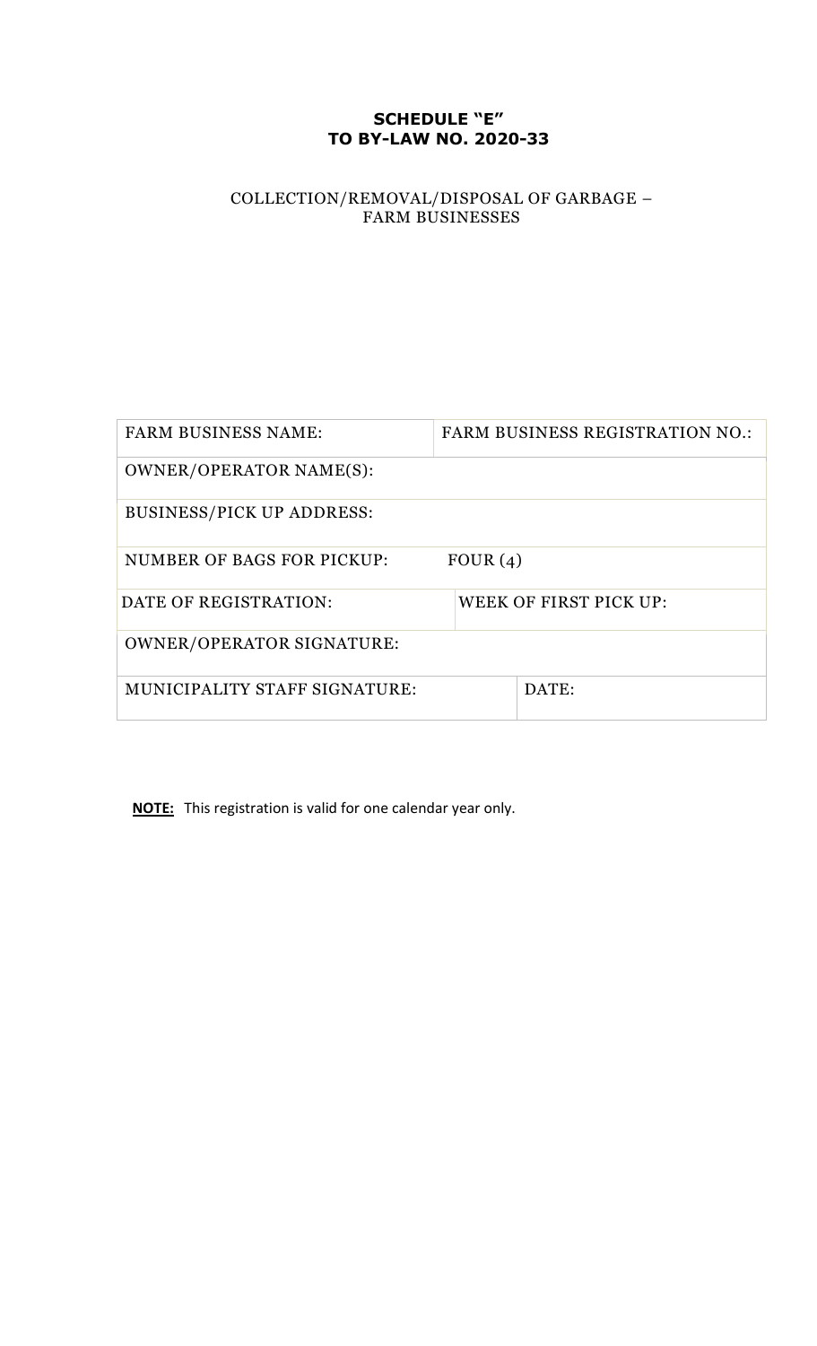**SCHEDULE "E"**
**TO BY-LAW NO. 2020-33**

COLLECTION/REMOVAL/DISPOSAL OF GARBAGE –
FARM BUSINESSES

| | |
|---|---|
| FARM BUSINESS NAME: | FARM BUSINESS REGISTRATION NO.: |
| OWNER/OPERATOR NAME(S): | |
| BUSINESS/PICK UP ADDRESS: | |
| NUMBER OF BAGS FOR PICKUP: FOUR (4) | |
| DATE OF REGISTRATION: | WEEK OF FIRST PICK UP: |
| OWNER/OPERATOR SIGNATURE: | |
| MUNICIPALITY STAFF SIGNATURE: | DATE: |

**NOTE:** This registration is valid for one calendar year only.